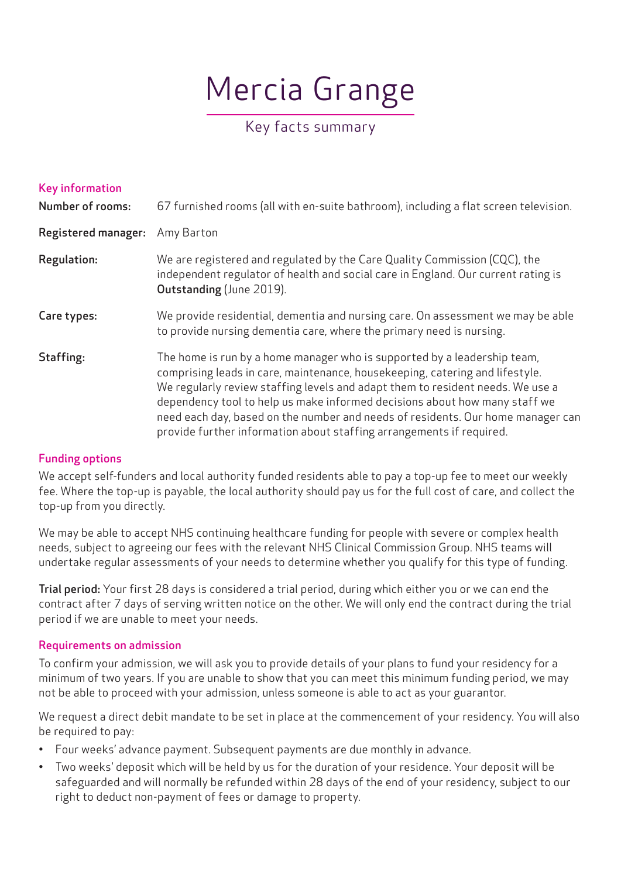# Mercia Grange

Key facts summary

## Key information

**Number of rooms:** 67 furnished rooms (all with en-suite bathroom), including a flat screen television.

**Registered manager:** Amy Barton

**Regulation:** We are registered and regulated by the Care Quality Commission (CQC), the independent regulator of health and social care in England. Our current rating is **Outstanding** (June 2019).

**Care types:** We provide residential, dementia and nursing care. On assessment we may be able to provide nursing dementia care, where the primary need is nursing.

**Staffing:** The home is run by a home manager who is supported by a leadership team, comprising leads in care, maintenance, housekeeping, catering and lifestyle. We regularly review staffing levels and adapt them to resident needs. We use a dependency tool to help us make informed decisions about how many staff we need each day, based on the number and needs of residents. Our home manager can provide further information about staffing arrangements if required.

## Funding options

We accept self-funders and local authority funded residents able to pay a top-up fee to meet our weekly fee. Where the top-up is payable, the local authority should pay us for the full cost of care, and collect the top-up from you directly.

We may be able to accept NHS continuing healthcare funding for people with severe or complex health needs, subject to agreeing our fees with the relevant NHS Clinical Commission Group. NHS teams will undertake regular assessments of your needs to determine whether you qualify for this type of funding.

**Trial period:** Your first 28 days is considered a trial period, during which either you or we can end the contract after 7 days of serving written notice on the other. We will only end the contract during the trial period if we are unable to meet your needs.

## Requirements on admission

To confirm your admission, we will ask you to provide details of your plans to fund your residency for a minimum of two years. If you are unable to show that you can meet this minimum funding period, we may not be able to proceed with your admission, unless someone is able to act as your guarantor.

We request a direct debit mandate to be set in place at the commencement of your residency. You will also be required to pay:

- Four weeks' advance payment. Subsequent payments are due monthly in advance.
- Two weeks' deposit which will be held by us for the duration of your residence. Your deposit will be safeguarded and will normally be refunded within 28 days of the end of your residency, subject to our right to deduct non-payment of fees or damage to property.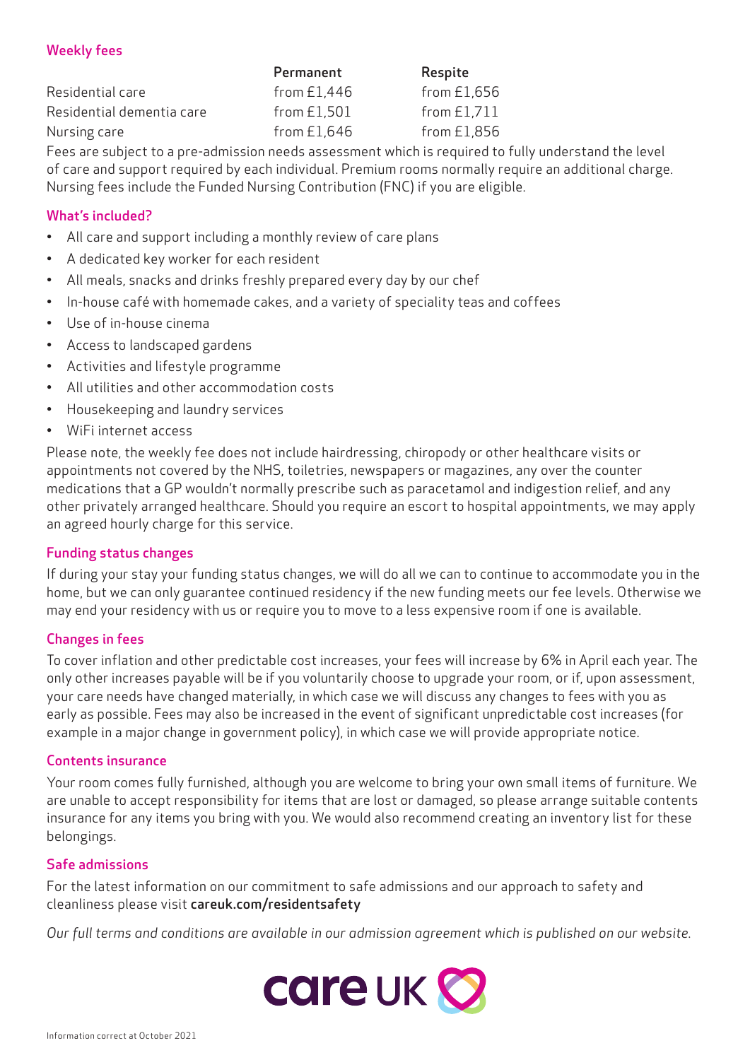## Weekly fees

| | Permanent | Respite |
|---|---|---|
| Residential care | from £1,446 | from £1,656 |
| Residential dementia care | from £1,501 | from £1,711 |
| Nursing care | from £1,646 | from £1,856 |

Fees are subject to a pre-admission needs assessment which is required to fully understand the level of care and support required by each individual. Premium rooms normally require an additional charge. Nursing fees include the Funded Nursing Contribution (FNC) if you are eligible.

## What's included?

- All care and support including a monthly review of care plans
- A dedicated key worker for each resident
- All meals, snacks and drinks freshly prepared every day by our chef
- In-house café with homemade cakes, and a variety of speciality teas and coffees
- Use of in-house cinema
- Access to landscaped gardens
- Activities and lifestyle programme
- All utilities and other accommodation costs
- Housekeeping and laundry services
- WiFi internet access

Please note, the weekly fee does not include hairdressing, chiropody or other healthcare visits or appointments not covered by the NHS, toiletries, newspapers or magazines, any over the counter medications that a GP wouldn't normally prescribe such as paracetamol and indigestion relief, and any other privately arranged healthcare. Should you require an escort to hospital appointments, we may apply an agreed hourly charge for this service.

## Funding status changes

If during your stay your funding status changes, we will do all we can to continue to accommodate you in the home, but we can only guarantee continued residency if the new funding meets our fee levels. Otherwise we may end your residency with us or require you to move to a less expensive room if one is available.

## Changes in fees

To cover inflation and other predictable cost increases, your fees will increase by 6% in April each year. The only other increases payable will be if you voluntarily choose to upgrade your room, or if, upon assessment, your care needs have changed materially, in which case we will discuss any changes to fees with you as early as possible. Fees may also be increased in the event of significant unpredictable cost increases (for example in a major change in government policy), in which case we will provide appropriate notice.

## Contents insurance

Your room comes fully furnished, although you are welcome to bring your own small items of furniture. We are unable to accept responsibility for items that are lost or damaged, so please arrange suitable contents insurance for any items you bring with you. We would also recommend creating an inventory list for these belongings.

## Safe admissions

For the latest information on our commitment to safe admissions and our approach to safety and cleanliness please visit **careuk.com/residentsafety**

*Our full terms and conditions are available in our admission agreement which is published on our website.*

care UK

Information correct at October 2021